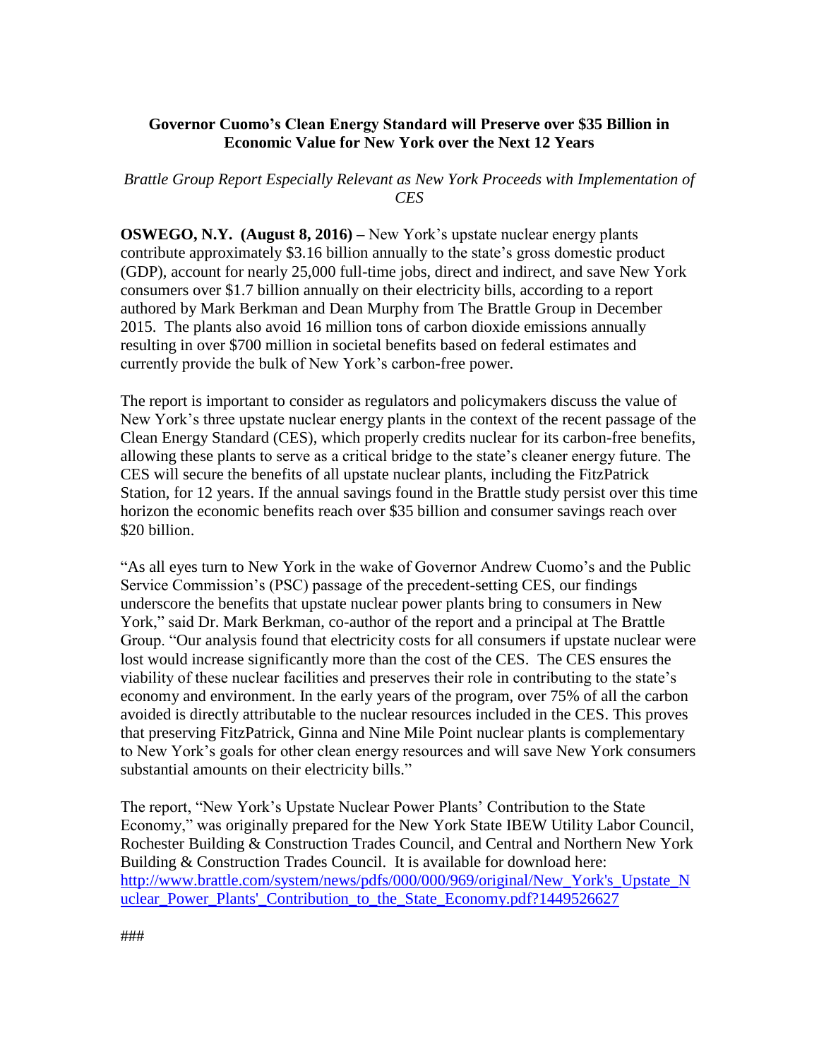**Governor Cuomo's Clean Energy Standard will Preserve over $35 Billion in Economic Value for New York over the Next 12 Years**

*Brattle Group Report Especially Relevant as New York Proceeds with Implementation of CES*

**OSWEGO, N.Y. (August 8, 2016) –** New York's upstate nuclear energy plants contribute approximately $3.16 billion annually to the state's gross domestic product (GDP), account for nearly 25,000 full-time jobs, direct and indirect, and save New York consumers over $1.7 billion annually on their electricity bills, according to a report authored by Mark Berkman and Dean Murphy from The Brattle Group in December 2015. The plants also avoid 16 million tons of carbon dioxide emissions annually resulting in over $700 million in societal benefits based on federal estimates and currently provide the bulk of New York's carbon-free power.

The report is important to consider as regulators and policymakers discuss the value of New York's three upstate nuclear energy plants in the context of the recent passage of the Clean Energy Standard (CES), which properly credits nuclear for its carbon-free benefits, allowing these plants to serve as a critical bridge to the state's cleaner energy future. The CES will secure the benefits of all upstate nuclear plants, including the FitzPatrick Station, for 12 years. If the annual savings found in the Brattle study persist over this time horizon the economic benefits reach over $35 billion and consumer savings reach over $20 billion.

"As all eyes turn to New York in the wake of Governor Andrew Cuomo's and the Public Service Commission's (PSC) passage of the precedent-setting CES, our findings underscore the benefits that upstate nuclear power plants bring to consumers in New York," said Dr. Mark Berkman, co-author of the report and a principal at The Brattle Group. "Our analysis found that electricity costs for all consumers if upstate nuclear were lost would increase significantly more than the cost of the CES. The CES ensures the viability of these nuclear facilities and preserves their role in contributing to the state's economy and environment. In the early years of the program, over 75% of all the carbon avoided is directly attributable to the nuclear resources included in the CES. This proves that preserving FitzPatrick, Ginna and Nine Mile Point nuclear plants is complementary to New York's goals for other clean energy resources and will save New York consumers substantial amounts on their electricity bills."

The report, "New York's Upstate Nuclear Power Plants' Contribution to the State Economy," was originally prepared for the New York State IBEW Utility Labor Council, Rochester Building & Construction Trades Council, and Central and Northern New York Building & Construction Trades Council. It is available for download here: http://www.brattle.com/system/news/pdfs/000/000/969/original/New_York's_Upstate_Nuclear_Power_Plants'_Contribution_to_the_State_Economy.pdf?1449526627

###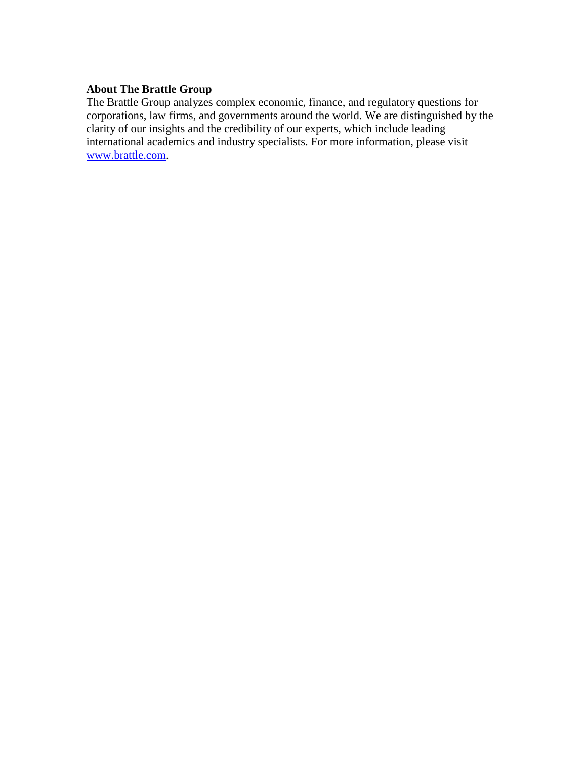**About The Brattle Group**

The Brattle Group analyzes complex economic, finance, and regulatory questions for corporations, law firms, and governments around the world. We are distinguished by the clarity of our insights and the credibility of our experts, which include leading international academics and industry specialists. For more information, please visit www.brattle.com.